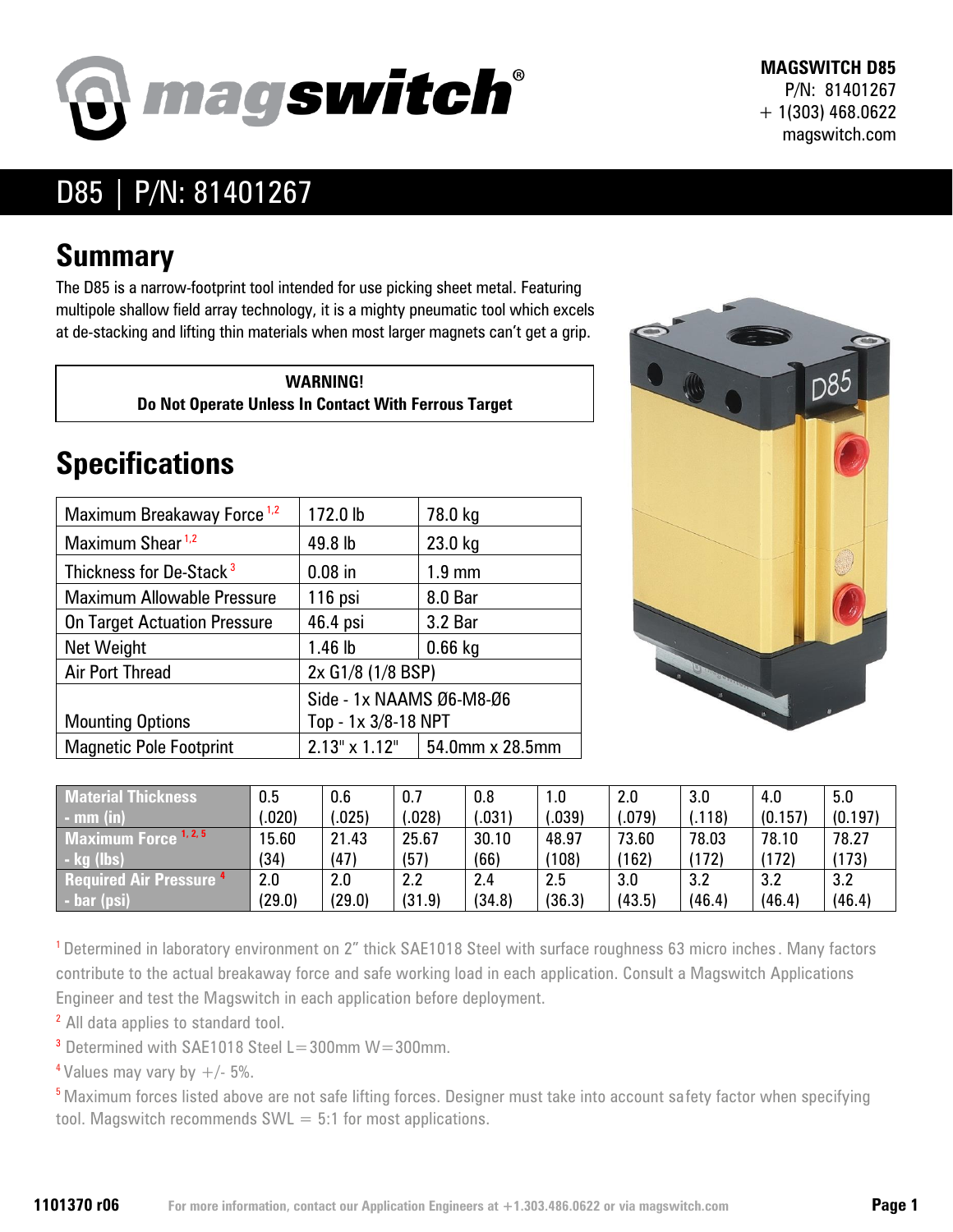**MAGSWITCH D85**
P/N: 81401267
+ 1(303) 468.0622
magswitch.com

# D85 | P/N: 81401267

## Summary

The D85 is a narrow-footprint tool intended for use picking sheet metal. Featuring multipole shallow field array technology, it is a mighty pneumatic tool which excels at de-stacking and lifting thin materials when most larger magnets can't get a grip.

**WARNING!**
**Do Not Operate Unless In Contact With Ferrous Target**

## Specifications

| | | |
|---|---|---|
| Maximum Breakaway Force [1,2] | 172.0 lb | 78.0 kg |
| Maximum Shear [1,2] | 49.8 lb | 23.0 kg |
| Thickness for De-Stack [3] | 0.08 in | 1.9 mm |
| Maximum Allowable Pressure | 116 psi | 8.0 Bar |
| On Target Actuation Pressure | 46.4 psi | 3.2 Bar |
| Net Weight | 1.46 lb | 0.66 kg |
| Air Port Thread | 2x G1/8 (1/8 BSP) | |
| Mounting Options | Side - 1x NAAMS Ø6-M8-Ø6<br>Top - 1x 3/8-18 NPT | |
| Magnetic Pole Footprint | 2.13" x 1.12" | 54.0mm x 28.5mm |

| Material Thickness - mm (in) | 0.5 (.020) | 0.6 (.025) | 0.7 (.028) | 0.8 (.031) | 1.0 (.039) | 2.0 (.079) | 3.0 (.118) | 4.0 (0.157) | 5.0 (0.197) |
|---|---|---|---|---|---|---|---|---|---|
| Maximum Force [1, 2, 5] - kg (lbs) | 15.60 (34) | 21.43 (47) | 25.67 (57) | 30.10 (66) | 48.97 (108) | 73.60 (162) | 78.03 (172) | 78.10 (172) | 78.27 (173) |
| Required Air Pressure [4] - bar (psi) | 2.0 (29.0) | 2.0 (29.0) | 2.2 (31.9) | 2.4 (34.8) | 2.5 (36.3) | 3.0 (43.5) | 3.2 (46.4) | 3.2 (46.4) | 3.2 (46.4) |

[1] Determined in laboratory environment on 2" thick SAE1018 Steel with surface roughness 63 micro inches. Many factors contribute to the actual breakaway force and safe working load in each application. Consult a Magswitch Applications Engineer and test the Magswitch in each application before deployment.

[2] All data applies to standard tool.

[3] Determined with SAE1018 Steel L=300mm W=300mm.

[4] Values may vary by +/- 5%.

[5] Maximum forces listed above are not safe lifting forces. Designer must take into account safety factor when specifying tool. Magswitch recommends SWL = 5:1 for most applications.

1101370 r06 For more information, contact our Application Engineers at +1.303.486.0622 or via magswitch.com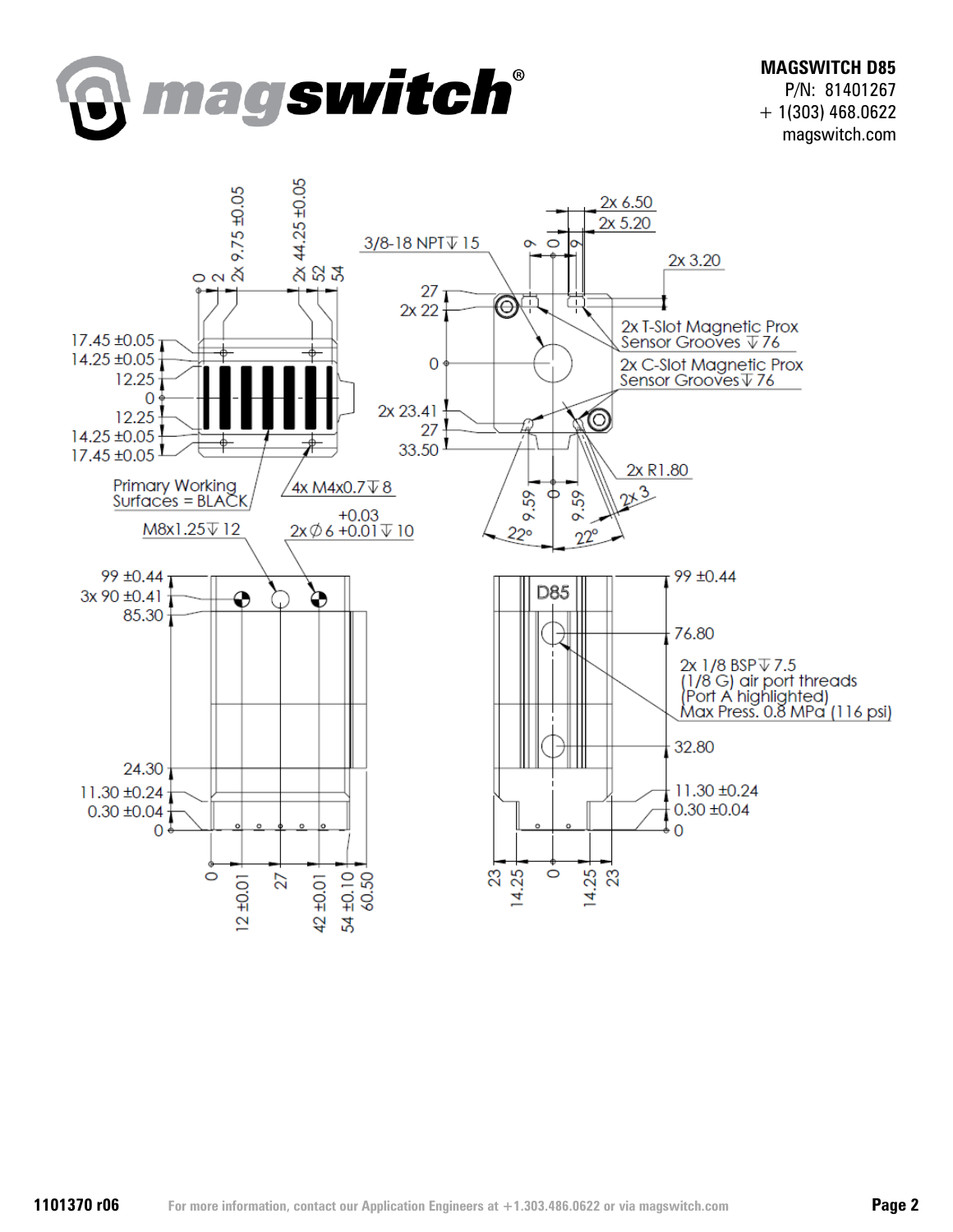**MAGSWITCH D85**
P/N: 81401267
+ 1(303) 468.0622
magswitch.com

0
2
2x 9.75 ±0.05
2x 44.25 ±0.05
52
54

17.45 ±0.05
14.25 ±0.05
12.25
0
12.25
14.25 ±0.05
17.45 ±0.05

Primary Working Surfaces = BLACK

4x M4x0.7 ↧ 8

M8x1.25 ↧ 12

2x ∅ 6 +0.03/+0.01 ↧ 10

3/8-18 NPT ↧ 15

2x 6.50
2x 5.20
9
0
9
2x 3.20

27
2x 22
0
2x 23.41
27
33.50

2x T-Slot Magnetic Prox Sensor Grooves ↧ 76

2x C-Slot Magnetic Prox Sensor Grooves ↧ 76

2x R1.80
2x 3
9.59
0
9.59
22°
22°

99 ±0.44
3x 90 ±0.41
85.30
24.30
11.30 ±0.24
0.30 ±0.04
0

0
12 ±0.01
27
42 ±0.01
54 ±0.10
60.50

D85

99 ±0.44
76.80

2x 1/8 BSP ↧ 7.5
(1/8 G) air port threads
(Port A highlighted)
Max Press. 0.8 MPa (116 psi)

32.80
11.30 ±0.24
0.30 ±0.04
0

23
14.25
0
14.25
23

1101370 r06

For more information, contact our Application Engineers at +1.303.486.0622 or via magswitch.com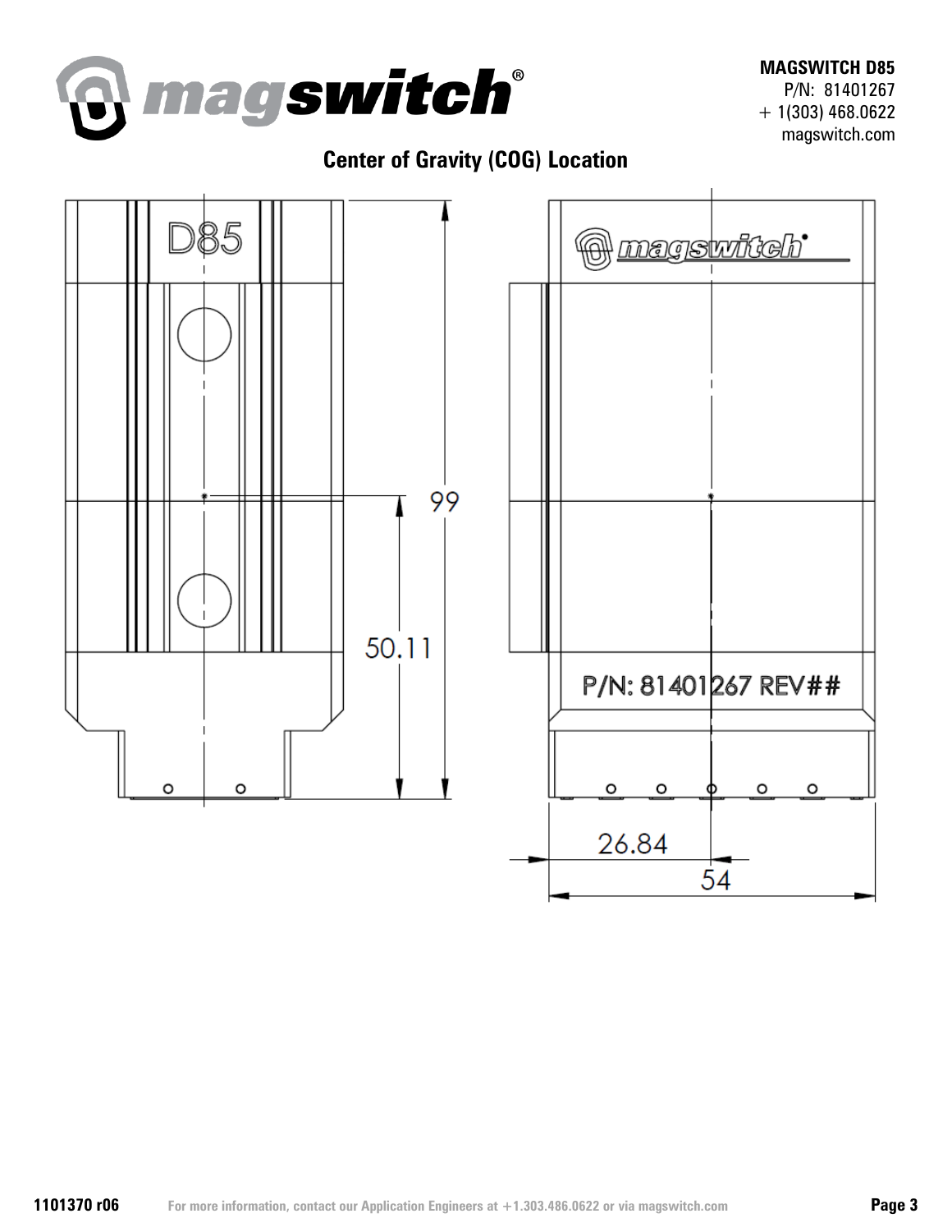**MAGSWITCH D85**
P/N: 81401267
+ 1(303) 468.0622
magswitch.com

## Center of Gravity (COG) Location

D85

99

50.11

P/N: 81401267 REV##

26.84

54